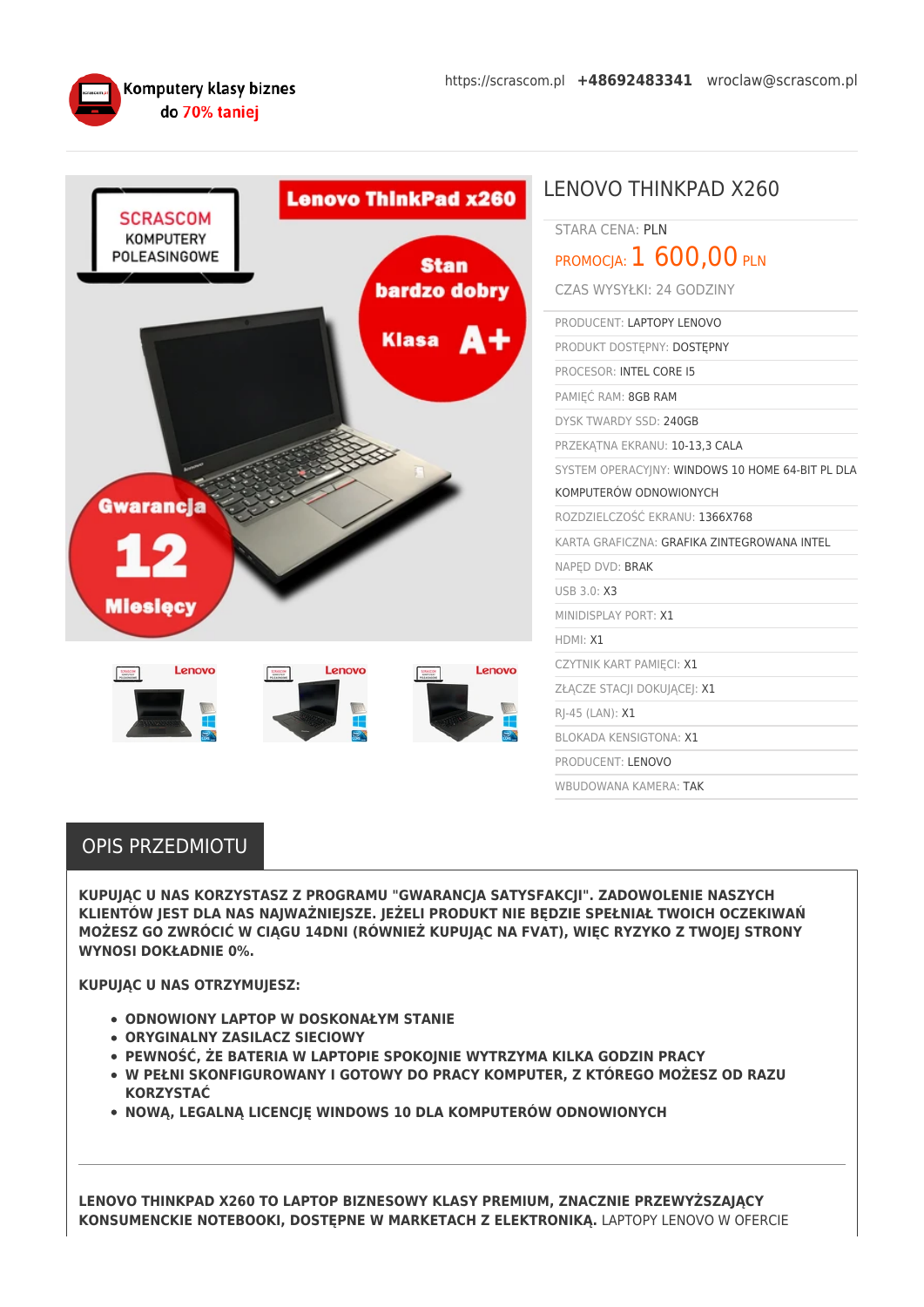Komputery klasy biznes do 70% taniej

https://scrascom.pl **+48692483341** wroclaw@scrascom.pl

# LENOVO THINKPAD X260

STARA CENA: PLN

PROMOCJA: 1 600,00 PLN

CZAS WYSYŁKI: 24 GODZINY

| | |
|---|---|
| PRODUCENT: | LAPTOPY LENOVO |
| PRODUKT DOSTĘPNY: | DOSTĘPNY |
| PROCESOR: | INTEL CORE I5 |
| PAMIĘĆ RAM: | 8GB RAM |
| DYSK TWARDY SSD: | 240GB |
| PRZEKĄTNA EKRANU: | 10-13,3 CALA |
| SYSTEM OPERACYJNY: | WINDOWS 10 HOME 64-BIT PL DLA KOMPUTERÓW ODNOWIONYCH |
| ROZDZIELCZOŚĆ EKRANU: | 1366X768 |
| KARTA GRAFICZNA: | GRAFIKA ZINTEGROWANA INTEL |
| NAPĘD DVD: | BRAK |
| USB 3.0: | X3 |
| MINIDISPLAY PORT: | X1 |
| HDMI: | X1 |
| CZYTNIK KART PAMIĘCI: | X1 |
| ZŁĄCZE STACJI DOKUJĄCEJ: | X1 |
| RJ-45 (LAN): | X1 |
| BLOKADA KENSIGTONA: | X1 |
| PRODUCENT: | LENOVO |
| WBUDOWANA KAMERA: | TAK |

## OPIS PRZEDMIOTU

**KUPUJĄC U NAS KORZYSTASZ Z PROGRAMU "GWARANCJA SATYSFAKCJI". ZADOWOLENIE NASZYCH KLIENTÓW JEST DLA NAS NAJWAŻNIEJSZE. JEŻELI PRODUKT NIE BĘDZIE SPEŁNIAŁ TWOICH OCZEKIWAŃ MOŻESZ GO ZWRÓCIĆ W CIĄGU 14DNI (RÓWNIEŻ KUPUJĄC NA FVAT), WIĘC RYZYKO Z TWOJEJ STRONY WYNOSI DOKŁADNIE 0%.**

**KUPUJĄC U NAS OTRZYMUJESZ:**

- **ODNOWIONY LAPTOP W DOSKONAŁYM STANIE**
- **ORYGINALNY ZASILACZ SIECIOWY**
- **PEWNOŚĆ, ŻE BATERIA W LAPTOPIE SPOKOJNIE WYTRZYMA KILKA GODZIN PRACY**
- **W PEŁNI SKONFIGUROWANY I GOTOWY DO PRACY KOMPUTER, Z KTÓREGO MOŻESZ OD RAZU KORZYSTAĆ**
- **NOWĄ, LEGALNĄ LICENCJĘ WINDOWS 10 DLA KOMPUTERÓW ODNOWIONYCH**

---

**LENOVO THINKPAD X260 TO LAPTOP BIZNESOWY KLASY PREMIUM, ZNACZNIE PRZEWYŻSZAJĄCY KONSUMENCKIE NOTEBOOKI, DOSTĘPNE W MARKETACH Z ELEKTRONIKĄ.** LAPTOPY LENOVO W OFERCIE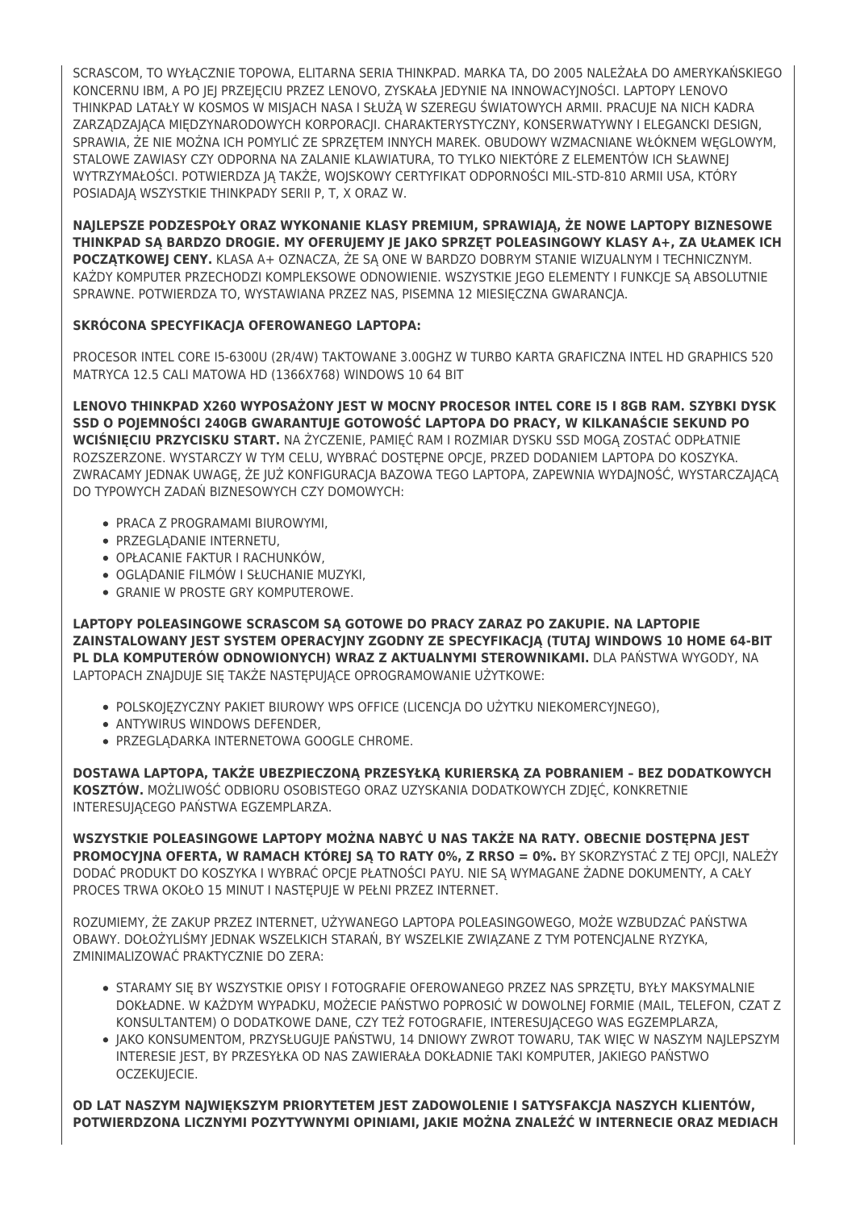SCRASCOM, TO WYŁĄCZNIE TOPOWA, ELITARNA SERIA THINKPAD. MARKA TA, DO 2005 NALEŻAŁA DO AMERYKAŃSKIEGO KONCERNU IBM, A PO JEJ PRZEJĘCIU PRZEZ LENOVO, ZYSKAŁA JEDYNIE NA INNOWACYJNOŚCI. LAPTOPY LENOVO THINKPAD LATAŁY W KOSMOS W MISJACH NASA I SŁUŻĄ W SZEREGU ŚWIATOWYCH ARMII. PRACUJE NA NICH KADRA ZARZĄDZAJĄCA MIĘDZYNARODOWYCH KORPORACJI. CHARAKTERYSTYCZNY, KONSERWATYWNY I ELEGANCKI DESIGN, SPRAWIA, ŻE NIE MOŻNA ICH POMYLIĆ ZE SPRZĘTEM INNYCH MAREK. OBUDOWY WZMACNIANE WŁÓKNEM WĘGLOWYM, STALOWE ZAWIASY CZY ODPORNA NA ZALANIE KLAWIATURA, TO TYLKO NIEKTÓRE Z ELEMENTÓW ICH SŁAWNEJ WYTRZYMAŁOŚCI. POTWIERDZA JĄ TAKŻE, WOJSKOWY CERTYFIKAT ODPORNOŚCI MIL-STD-810 ARMII USA, KTÓRY POSIADAJĄ WSZYSTKIE THINKPADY SERII P, T, X ORAZ W.

**NAJLEPSZE PODZESPOŁY ORAZ WYKONANIE KLASY PREMIUM, SPRAWIAJĄ, ŻE NOWE LAPTOPY BIZNESOWE THINKPAD SĄ BARDZO DROGIE. MY OFERUJEMY JE JAKO SPRZĘT POLEASINGOWY KLASY A+, ZA UŁAMEK ICH POCZĄTKOWEJ CENY.** KLASA A+ OZNACZA, ŻE SĄ ONE W BARDZO DOBRYM STANIE WIZUALNYM I TECHNICZNYM. KAŻDY KOMPUTER PRZECHODZI KOMPLEKSOWE ODNOWIENIE. WSZYSTKIE JEGO ELEMENTY I FUNKCJE SĄ ABSOLUTNIE SPRAWNE. POTWIERDZA TO, WYSTAWIANA PRZEZ NAS, PISEMNA 12 MIESIĘCZNA GWARANCJA.

**SKRÓCONA SPECYFIKACJA OFEROWANEGO LAPTOPA:**

PROCESOR INTEL CORE I5-6300U (2R/4W) TAKTOWANE 3.00GHZ W TURBO KARTA GRAFICZNA INTEL HD GRAPHICS 520 MATRYCA 12.5 CALI MATOWA HD (1366X768) WINDOWS 10 64 BIT

**LENOVO THINKPAD X260 WYPOSAŻONY JEST W MOCNY PROCESOR INTEL CORE I5 I 8GB RAM. SZYBKI DYSK SSD O POJEMNOŚCI 240GB GWARANTUJE GOTOWOŚĆ LAPTOPA DO PRACY, W KILKANAŚCIE SEKUND PO WCIŚNIĘCIU PRZYCISKU START.** NA ŻYCZENIE, PAMIĘĆ RAM I ROZMIAR DYSKU SSD MOGĄ ZOSTAĆ ODPŁATNIE ROZSZERZONE. WYSTARCZY W TYM CELU, WYBRAĆ DOSTĘPNE OPCJE, PRZED DODANIEM LAPTOPA DO KOSZYKA. ZWRACAMY JEDNAK UWAGĘ, ŻE JUŻ KONFIGURACJA BAZOWA TEGO LAPTOPA, ZAPEWNIA WYDAJNOŚĆ, WYSTARCZAJĄCĄ DO TYPOWYCH ZADAŃ BIZNESOWYCH CZY DOMOWYCH:

- PRACA Z PROGRAMAMI BIUROWYMI,
- PRZEGLĄDANIE INTERNETU,
- OPŁACANIE FAKTUR I RACHUNKÓW,
- OGLĄDANIE FILMÓW I SŁUCHANIE MUZYKI,
- GRANIE W PROSTE GRY KOMPUTEROWE.

**LAPTOPY POLEASINGOWE SCRASCOM SĄ GOTOWE DO PRACY ZARAZ PO ZAKUPIE. NA LAPTOPIE ZAINSTALOWANY JEST SYSTEM OPERACYJNY ZGODNY ZE SPECYFIKACJĄ (TUTAJ WINDOWS 10 HOME 64-BIT PL DLA KOMPUTERÓW ODNOWIONYCH) WRAZ Z AKTUALNYMI STEROWNIKAMI.** DLA PAŃSTWA WYGODY, NA LAPTOPACH ZNAJDUJE SIĘ TAKŻE NASTĘPUJĄCE OPROGRAMOWANIE UŻYTKOWE:

- POLSKOJĘZYCZNY PAKIET BIUROWY WPS OFFICE (LICENCJA DO UŻYTKU NIEKOMERCYJNEGO),
- ANTYWIRUS WINDOWS DEFENDER,
- PRZEGLĄDARKA INTERNETOWA GOOGLE CHROME.

**DOSTAWA LAPTOPA, TAKŻE UBEZPIECZONĄ PRZESYŁKĄ KURIERSKĄ ZA POBRANIEM – BEZ DODATKOWYCH KOSZTÓW.** MOŻLIWOŚĆ ODBIORU OSOBISTEGO ORAZ UZYSKANIA DODATKOWYCH ZDJĘĆ, KONKRETNIE INTERESUJĄCEGO PAŃSTWA EGZEMPLARZA.

**WSZYSTKIE POLEASINGOWE LAPTOPY MOŻNA NABYĆ U NAS TAKŻE NA RATY. OBECNIE DOSTĘPNA JEST PROMOCYJNA OFERTA, W RAMACH KTÓREJ SĄ TO RATY 0%, Z RRSO = 0%.** BY SKORZYSTAĆ Z TEJ OPCJI, NALEŻY DODAĆ PRODUKT DO KOSZYKA I WYBRAĆ OPCJE PŁATNOŚCI PAYU. NIE SĄ WYMAGANE ŻADNE DOKUMENTY, A CAŁY PROCES TRWA OKOŁO 15 MINUT I NASTĘPUJE W PEŁNI PRZEZ INTERNET.

ROZUMIEMY, ŻE ZAKUP PRZEZ INTERNET, UŻYWANEGO LAPTOPA POLEASINGOWEGO, MOŻE WZBUDZAĆ PAŃSTWA OBAWY. DOŁOŻYLIŚMY JEDNAK WSZELKICH STARAŃ, BY WSZELKIE ZWIĄZANE Z TYM POTENCJALNE RYZYKA, ZMINIMALIZOWAĆ PRAKTYCZNIE DO ZERA:

- STARAMY SIĘ BY WSZYSTKIE OPISY I FOTOGRAFIE OFEROWANEGO PRZEZ NAS SPRZĘTU, BYŁY MAKSYMALNIE DOKŁADNE. W KAŻDYM WYPADKU, MOŻECIE PAŃSTWO POPROSIĆ W DOWOLNEJ FORMIE (MAIL, TELEFON, CZAT Z KONSULTANTEM) O DODATKOWE DANE, CZY TEŻ FOTOGRAFIE, INTERESUJĄCEGO WAS EGZEMPLARZA,
- JAKO KONSUMENTOM, PRZYSŁUGUJE PAŃSTWU, 14 DNIOWY ZWROT TOWARU, TAK WIĘC W NASZYM NAJLEPSZYM INTERESIE JEST, BY PRZESYŁKA OD NAS ZAWIERAŁA DOKŁADNIE TAKI KOMPUTER, JAKIEGO PAŃSTWO OCZEKUJECIE.

**OD LAT NASZYM NAJWIĘKSZYM PRIORYTETEM JEST ZADOWOLENIE I SATYSFAKCJA NASZYCH KLIENTÓW, POTWIERDZONA LICZNYMI POZYTYWNYMI OPINIAMI, JAKIE MOŻNA ZNALEŹĆ W INTERNECIE ORAZ MEDIACH**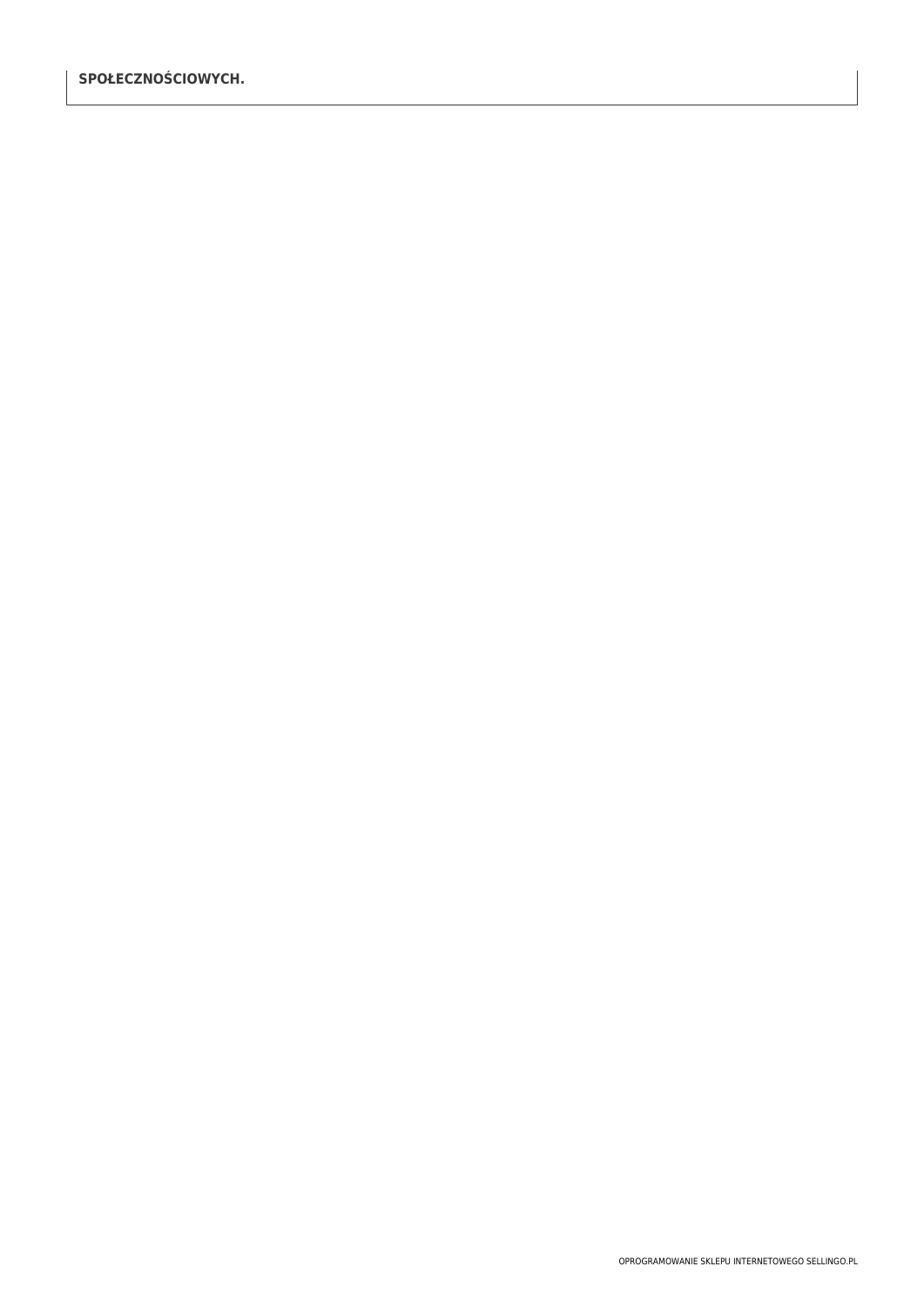**SPOŁECZNOŚCIOWYCH.**